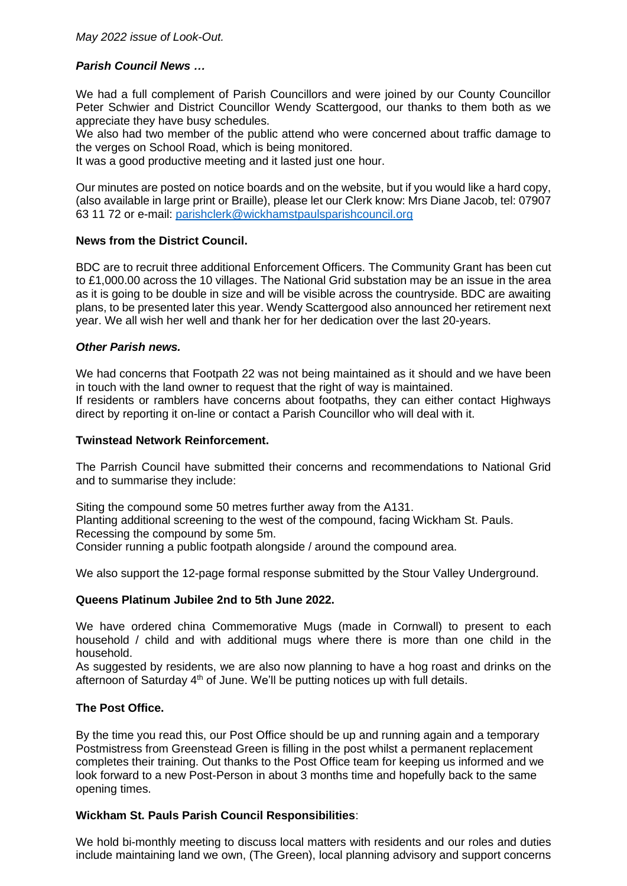*May 2022 issue of Look-Out.*

***Parish Council News …***

We had a full complement of Parish Councillors and were joined by our County Councillor Peter Schwier and District Councillor Wendy Scattergood, our thanks to them both as we appreciate they have busy schedules.
We also had two member of the public attend who were concerned about traffic damage to the verges on School Road, which is being monitored.
It was a good productive meeting and it lasted just one hour.

Our minutes are posted on notice boards and on the website, but if you would like a hard copy, (also available in large print or Braille), please let our Clerk know: Mrs Diane Jacob, tel: 07907 63 11 72 or e-mail: [parishclerk@wickhamstpaulsparishcouncil.org](mailto:parishclerk@wickhamstpaulsparishcouncil.org)

**News from the District Council.**

BDC are to recruit three additional Enforcement Officers. The Community Grant has been cut to £1,000.00 across the 10 villages. The National Grid substation may be an issue in the area as it is going to be double in size and will be visible across the countryside. BDC are awaiting plans, to be presented later this year. Wendy Scattergood also announced her retirement next year. We all wish her well and thank her for her dedication over the last 20-years.

***Other Parish news.***

We had concerns that Footpath 22 was not being maintained as it should and we have been in touch with the land owner to request that the right of way is maintained.
If residents or ramblers have concerns about footpaths, they can either contact Highways direct by reporting it on-line or contact a Parish Councillor who will deal with it.

**Twinstead Network Reinforcement.**

The Parrish Council have submitted their concerns and recommendations to National Grid and to summarise they include:

Siting the compound some 50 metres further away from the A131.
Planting additional screening to the west of the compound, facing Wickham St. Pauls.
Recessing the compound by some 5m.
Consider running a public footpath alongside / around the compound area.

We also support the 12-page formal response submitted by the Stour Valley Underground.

**Queens Platinum Jubilee 2nd to 5th June 2022.**

We have ordered china Commemorative Mugs (made in Cornwall) to present to each household / child and with additional mugs where there is more than one child in the household.
As suggested by residents, we are also now planning to have a hog roast and drinks on the afternoon of Saturday 4th of June. We'll be putting notices up with full details.

**The Post Office.**

By the time you read this, our Post Office should be up and running again and a temporary Postmistress from Greenstead Green is filling in the post whilst a permanent replacement completes their training. Out thanks to the Post Office team for keeping us informed and we look forward to a new Post-Person in about 3 months time and hopefully back to the same opening times.

**Wickham St. Pauls Parish Council Responsibilities**:

We hold bi-monthly meeting to discuss local matters with residents and our roles and duties include maintaining land we own, (The Green), local planning advisory and support concerns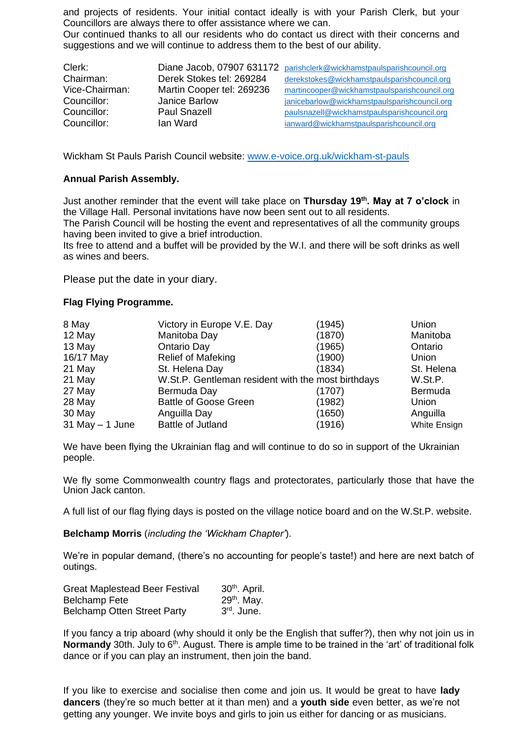and projects of residents. Your initial contact ideally is with your Parish Clerk, but your Councillors are always there to offer assistance where we can.
Our continued thanks to all our residents who do contact us direct with their concerns and suggestions and we will continue to address them to the best of our ability.

| | | |
|---|---|---|
| Clerk: | Diane Jacob, 07907 631172 | parishclerk@wickhamstpaulsparishcouncil.org |
| Chairman: | Derek Stokes tel: 269284 | derekstokes@wickhamstpaulsparishcouncil.org |
| Vice-Chairman: | Martin Cooper tel: 269236 | martincooper@wickhamstpaulsparishcouncil.org |
| Councillor: | Janice Barlow | janicebarlow@wickhamstpaulsparishcouncil.org |
| Councillor: | Paul Snazell | paulsnazell@wickhamstpaulsparishcouncil.org |
| Councillor: | Ian Ward | ianward@wickhamstpaulsparishcouncil.org |

Wickham St Pauls Parish Council website: www.e-voice.org.uk/wickham-st-pauls

**Annual Parish Assembly.**

Just another reminder that the event will take place on **Thursday 19th. May at 7 o'clock** in the Village Hall. Personal invitations have now been sent out to all residents.
The Parish Council will be hosting the event and representatives of all the community groups having been invited to give a brief introduction.
Its free to attend and a buffet will be provided by the W.I. and there will be soft drinks as well as wines and beers.

Please put the date in your diary.

**Flag Flying Programme.**

| | | | |
|---|---|---|---|
| 8 May | Victory in Europe V.E. Day | (1945) | Union |
| 12 May | Manitoba Day | (1870) | Manitoba |
| 13 May | Ontario Day | (1965) | Ontario |
| 16/17 May | Relief of Mafeking | (1900) | Union |
| 21 May | St. Helena Day | (1834) | St. Helena |
| 21 May | W.St.P. Gentleman resident with the most birthdays | | W.St.P. |
| 27 May | Bermuda Day | (1707) | Bermuda |
| 28 May | Battle of Goose Green | (1982) | Union |
| 30 May | Anguilla Day | (1650) | Anguilla |
| 31 May – 1 June | Battle of Jutland | (1916) | White Ensign |

We have been flying the Ukrainian flag and will continue to do so in support of the Ukrainian people.

We fly some Commonwealth country flags and protectorates, particularly those that have the Union Jack canton.

A full list of our flag flying days is posted on the village notice board and on the W.St.P. website.

**Belchamp Morris** (*including the 'Wickham Chapter'*).

We're in popular demand, (there's no accounting for people's taste!) and here are next batch of outings.

| | |
|---|---|
| Great Maplestead Beer Festival | 30th. April. |
| Belchamp Fete | 29th. May. |
| Belchamp Otten Street Party | 3rd. June. |

If you fancy a trip aboard (why should it only be the English that suffer?), then why not join us in **Normandy** 30th. July to 6th. August. There is ample time to be trained in the 'art' of traditional folk dance or if you can play an instrument, then join the band.

If you like to exercise and socialise then come and join us. It would be great to have **lady dancers** (they're so much better at it than men) and a **youth side** even better, as we're not getting any younger. We invite boys and girls to join us either for dancing or as musicians.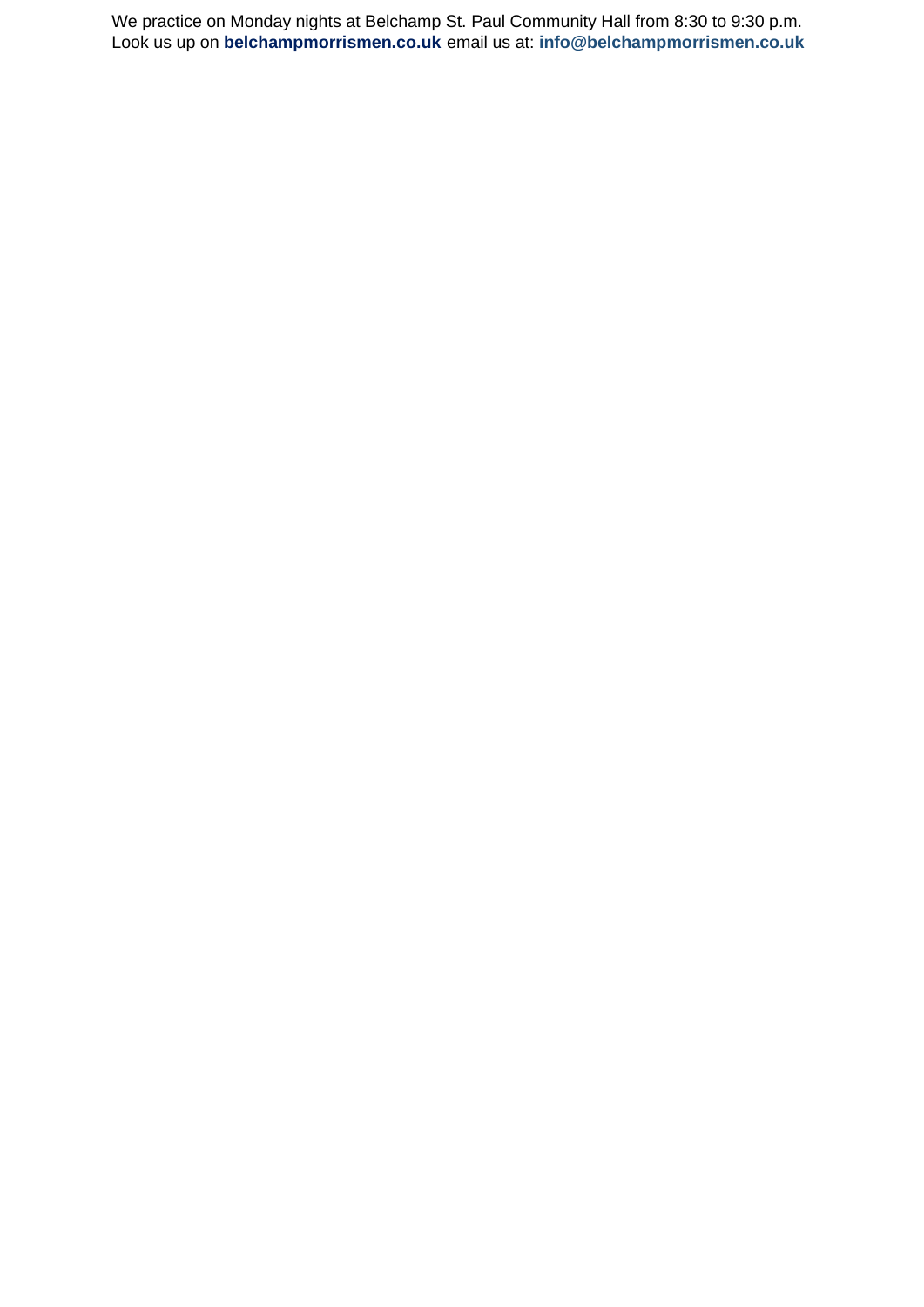We practice on Monday nights at Belchamp St. Paul Community Hall from 8:30 to 9:30 p.m.
Look us up on **belchampmorrismen.co.uk** email us at: **info@belchampmorrismen.co.uk**